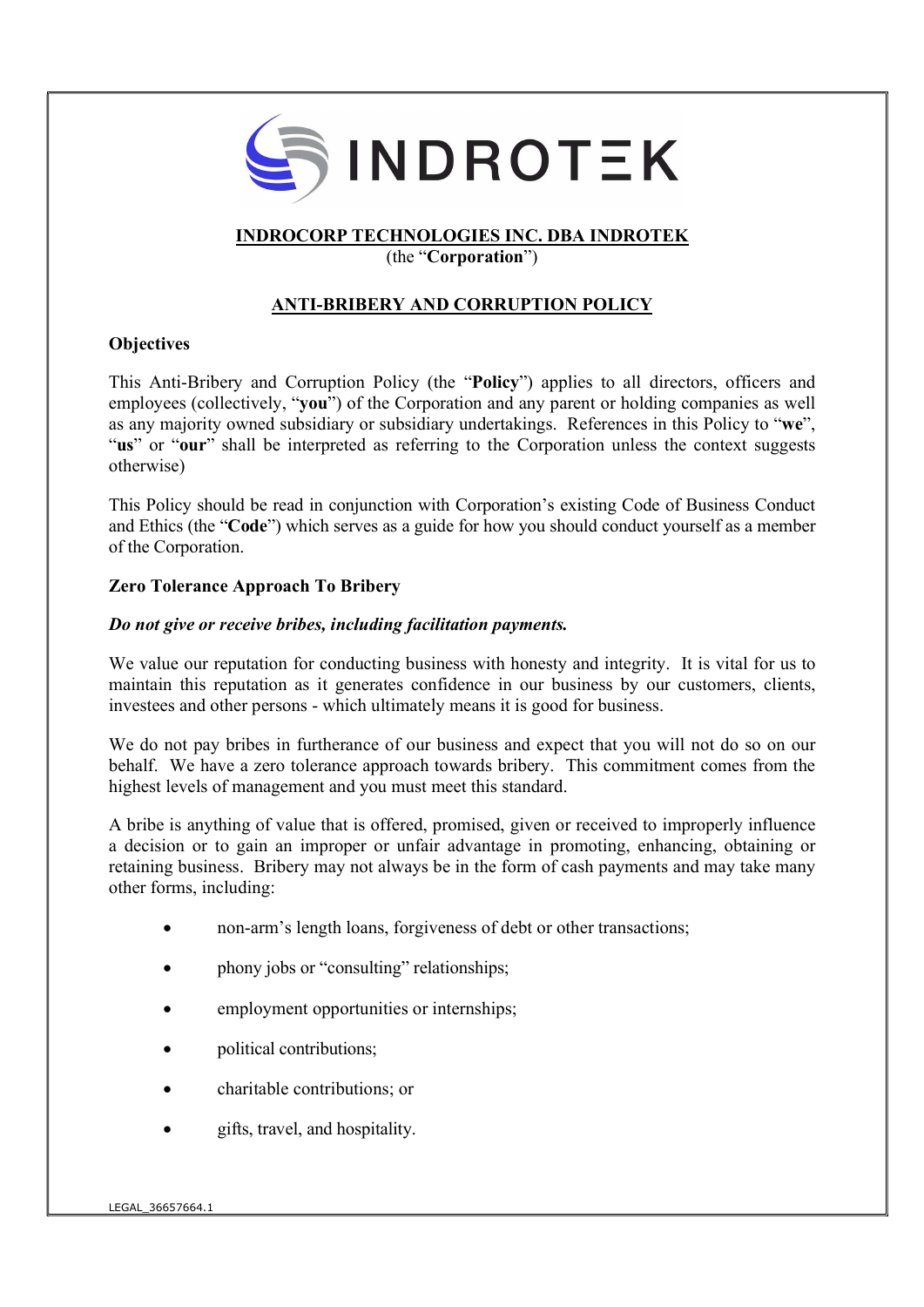# INDROCORP TECHNOLOGIES INC. DBA INDROTEK

(the "**Corporation**")

## ANTI-BRIBERY AND CORRUPTION POLICY

### Objectives

This Anti-Bribery and Corruption Policy (the "**Policy**") applies to all directors, officers and employees (collectively, "**you**") of the Corporation and any parent or holding companies as well as any majority owned subsidiary or subsidiary undertakings. References in this Policy to "**we**", "**us**" or "**our**" shall be interpreted as referring to the Corporation unless the context suggests otherwise)

This Policy should be read in conjunction with Corporation's existing Code of Business Conduct and Ethics (the "**Code**") which serves as a guide for how you should conduct yourself as a member of the Corporation.

### Zero Tolerance Approach To Bribery

***Do not give or receive bribes, including facilitation payments.***

We value our reputation for conducting business with honesty and integrity. It is vital for us to maintain this reputation as it generates confidence in our business by our customers, clients, investees and other persons - which ultimately means it is good for business.

We do not pay bribes in furtherance of our business and expect that you will not do so on our behalf. We have a zero tolerance approach towards bribery. This commitment comes from the highest levels of management and you must meet this standard.

A bribe is anything of value that is offered, promised, given or received to improperly influence a decision or to gain an improper or unfair advantage in promoting, enhancing, obtaining or retaining business. Bribery may not always be in the form of cash payments and may take many other forms, including:

- non-arm's length loans, forgiveness of debt or other transactions;
- phony jobs or "consulting" relationships;
- employment opportunities or internships;
- political contributions;
- charitable contributions; or
- gifts, travel, and hospitality.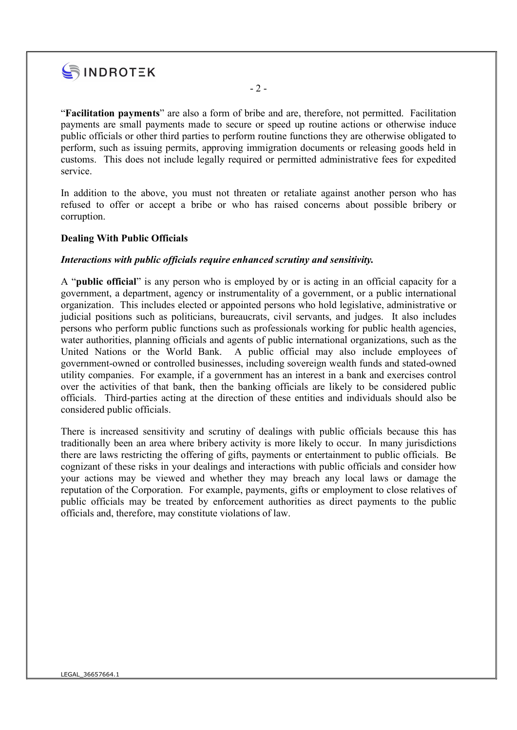"**Facilitation payments**" are also a form of bribe and are, therefore, not permitted. Facilitation payments are small payments made to secure or speed up routine actions or otherwise induce public officials or other third parties to perform routine functions they are otherwise obligated to perform, such as issuing permits, approving immigration documents or releasing goods held in customs. This does not include legally required or permitted administrative fees for expedited service.

In addition to the above, you must not threaten or retaliate against another person who has refused to offer or accept a bribe or who has raised concerns about possible bribery or corruption.

**Dealing With Public Officials**

***Interactions with public officials require enhanced scrutiny and sensitivity.***

A "**public official**" is any person who is employed by or is acting in an official capacity for a government, a department, agency or instrumentality of a government, or a public international organization. This includes elected or appointed persons who hold legislative, administrative or judicial positions such as politicians, bureaucrats, civil servants, and judges. It also includes persons who perform public functions such as professionals working for public health agencies, water authorities, planning officials and agents of public international organizations, such as the United Nations or the World Bank. A public official may also include employees of government-owned or controlled businesses, including sovereign wealth funds and stated-owned utility companies. For example, if a government has an interest in a bank and exercises control over the activities of that bank, then the banking officials are likely to be considered public officials. Third-parties acting at the direction of these entities and individuals should also be considered public officials.

There is increased sensitivity and scrutiny of dealings with public officials because this has traditionally been an area where bribery activity is more likely to occur. In many jurisdictions there are laws restricting the offering of gifts, payments or entertainment to public officials. Be cognizant of these risks in your dealings and interactions with public officials and consider how your actions may be viewed and whether they may breach any local laws or damage the reputation of the Corporation. For example, payments, gifts or employment to close relatives of public officials may be treated by enforcement authorities as direct payments to the public officials and, therefore, may constitute violations of law.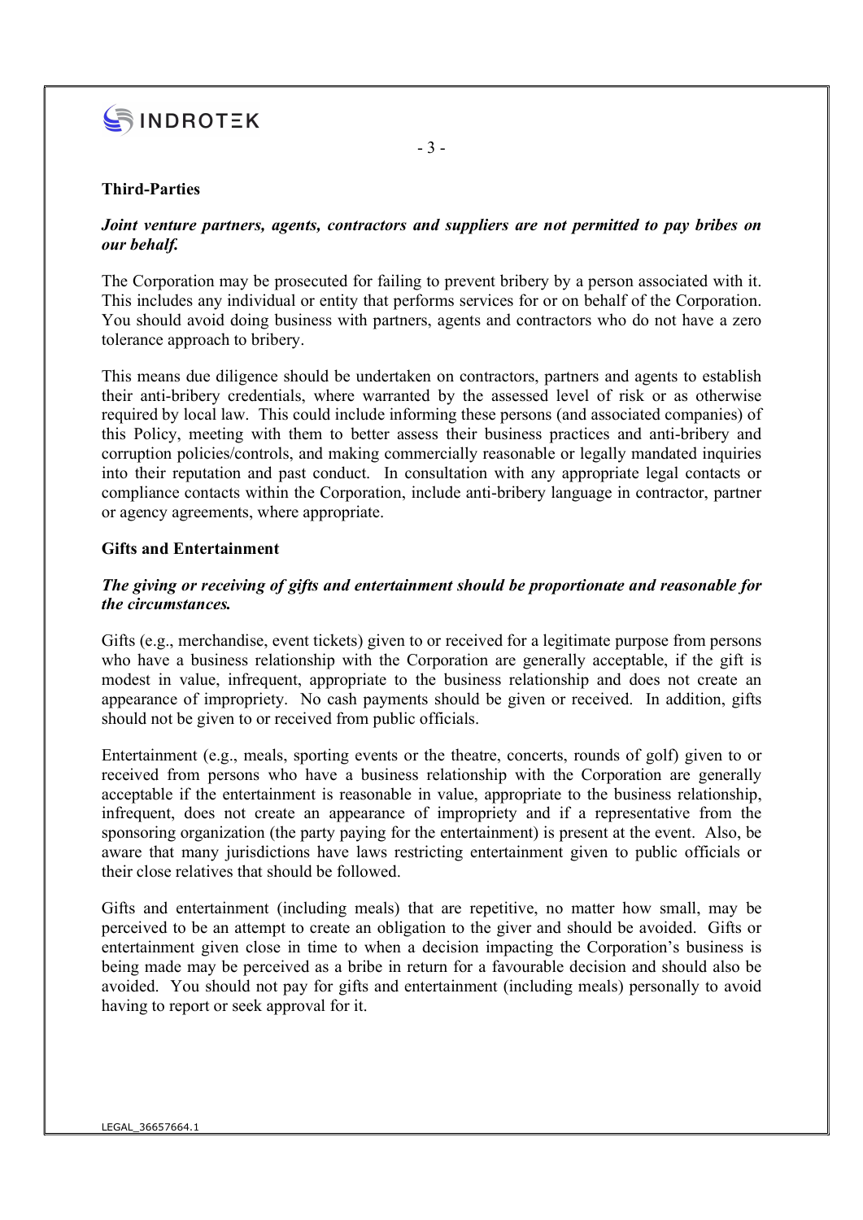**Third-Parties**

***Joint venture partners, agents, contractors and suppliers are not permitted to pay bribes on our behalf.***

The Corporation may be prosecuted for failing to prevent bribery by a person associated with it. This includes any individual or entity that performs services for or on behalf of the Corporation. You should avoid doing business with partners, agents and contractors who do not have a zero tolerance approach to bribery.

This means due diligence should be undertaken on contractors, partners and agents to establish their anti-bribery credentials, where warranted by the assessed level of risk or as otherwise required by local law. This could include informing these persons (and associated companies) of this Policy, meeting with them to better assess their business practices and anti-bribery and corruption policies/controls, and making commercially reasonable or legally mandated inquiries into their reputation and past conduct. In consultation with any appropriate legal contacts or compliance contacts within the Corporation, include anti-bribery language in contractor, partner or agency agreements, where appropriate.

**Gifts and Entertainment**

***The giving or receiving of gifts and entertainment should be proportionate and reasonable for the circumstances.***

Gifts (e.g., merchandise, event tickets) given to or received for a legitimate purpose from persons who have a business relationship with the Corporation are generally acceptable, if the gift is modest in value, infrequent, appropriate to the business relationship and does not create an appearance of impropriety. No cash payments should be given or received. In addition, gifts should not be given to or received from public officials.

Entertainment (e.g., meals, sporting events or the theatre, concerts, rounds of golf) given to or received from persons who have a business relationship with the Corporation are generally acceptable if the entertainment is reasonable in value, appropriate to the business relationship, infrequent, does not create an appearance of impropriety and if a representative from the sponsoring organization (the party paying for the entertainment) is present at the event. Also, be aware that many jurisdictions have laws restricting entertainment given to public officials or their close relatives that should be followed.

Gifts and entertainment (including meals) that are repetitive, no matter how small, may be perceived to be an attempt to create an obligation to the giver and should be avoided. Gifts or entertainment given close in time to when a decision impacting the Corporation's business is being made may be perceived as a bribe in return for a favourable decision and should also be avoided. You should not pay for gifts and entertainment (including meals) personally to avoid having to report or seek approval for it.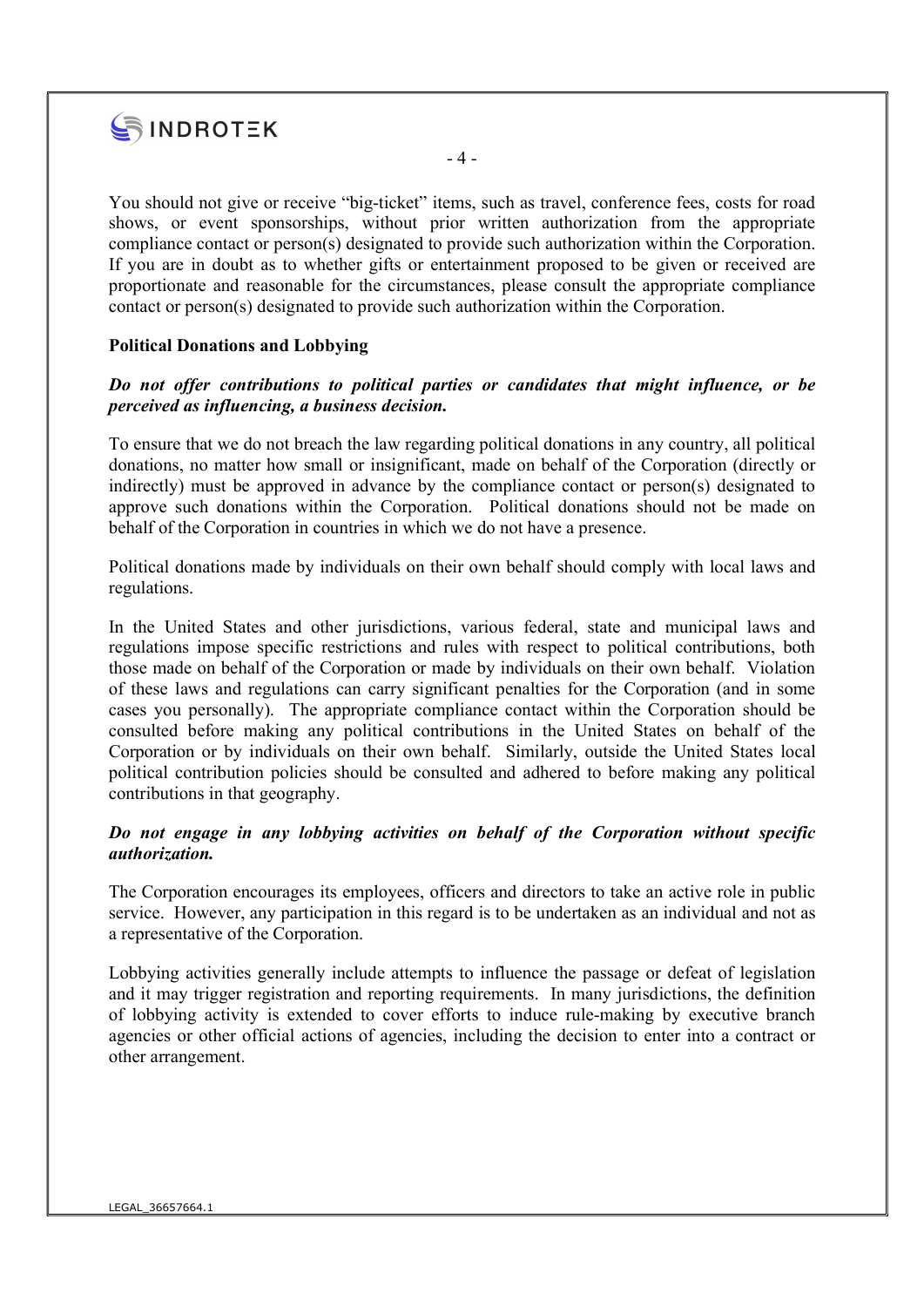You should not give or receive "big-ticket" items, such as travel, conference fees, costs for road shows, or event sponsorships, without prior written authorization from the appropriate compliance contact or person(s) designated to provide such authorization within the Corporation. If you are in doubt as to whether gifts or entertainment proposed to be given or received are proportionate and reasonable for the circumstances, please consult the appropriate compliance contact or person(s) designated to provide such authorization within the Corporation.

**Political Donations and Lobbying**

***Do not offer contributions to political parties or candidates that might influence, or be perceived as influencing, a business decision.***

To ensure that we do not breach the law regarding political donations in any country, all political donations, no matter how small or insignificant, made on behalf of the Corporation (directly or indirectly) must be approved in advance by the compliance contact or person(s) designated to approve such donations within the Corporation. Political donations should not be made on behalf of the Corporation in countries in which we do not have a presence.

Political donations made by individuals on their own behalf should comply with local laws and regulations.

In the United States and other jurisdictions, various federal, state and municipal laws and regulations impose specific restrictions and rules with respect to political contributions, both those made on behalf of the Corporation or made by individuals on their own behalf. Violation of these laws and regulations can carry significant penalties for the Corporation (and in some cases you personally). The appropriate compliance contact within the Corporation should be consulted before making any political contributions in the United States on behalf of the Corporation or by individuals on their own behalf. Similarly, outside the United States local political contribution policies should be consulted and adhered to before making any political contributions in that geography.

***Do not engage in any lobbying activities on behalf of the Corporation without specific authorization.***

The Corporation encourages its employees, officers and directors to take an active role in public service. However, any participation in this regard is to be undertaken as an individual and not as a representative of the Corporation.

Lobbying activities generally include attempts to influence the passage or defeat of legislation and it may trigger registration and reporting requirements. In many jurisdictions, the definition of lobbying activity is extended to cover efforts to induce rule-making by executive branch agencies or other official actions of agencies, including the decision to enter into a contract or other arrangement.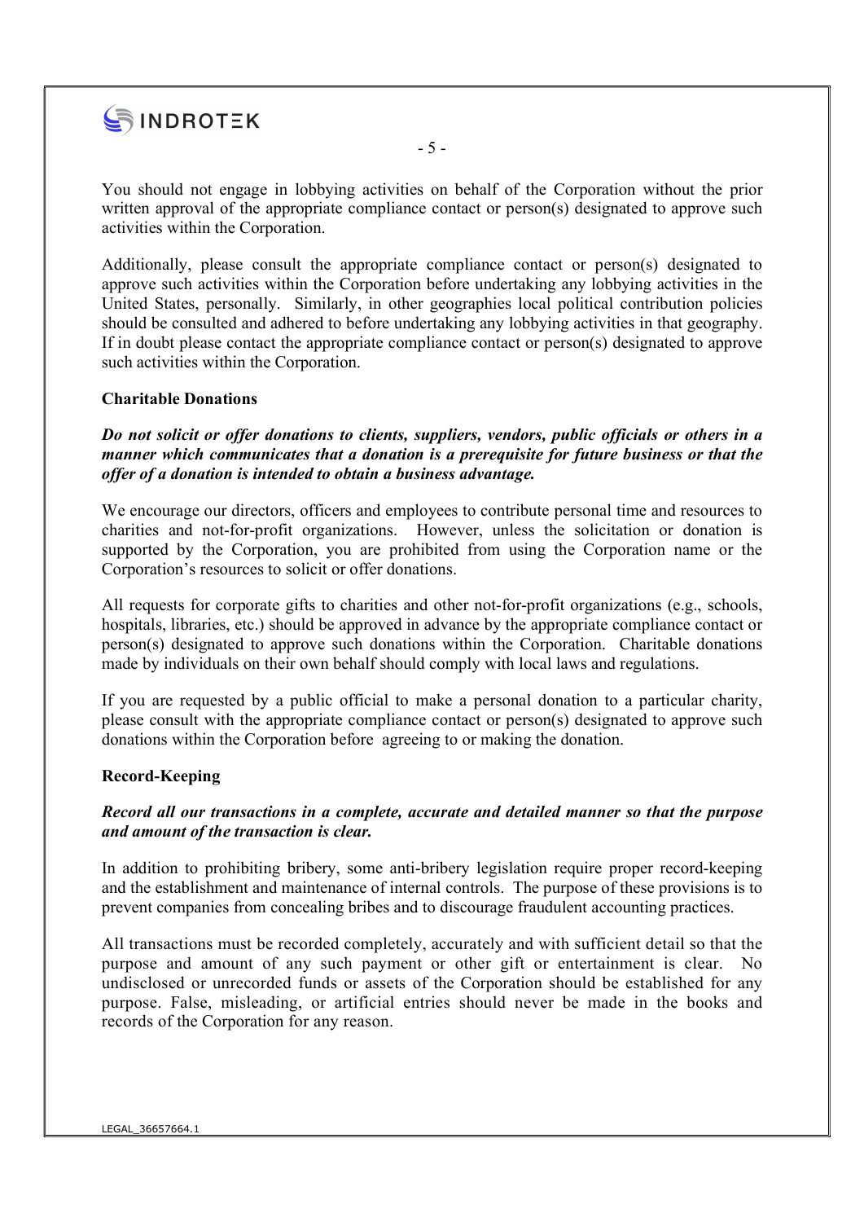You should not engage in lobbying activities on behalf of the Corporation without the prior written approval of the appropriate compliance contact or person(s) designated to approve such activities within the Corporation.

Additionally, please consult the appropriate compliance contact or person(s) designated to approve such activities within the Corporation before undertaking any lobbying activities in the United States, personally. Similarly, in other geographies local political contribution policies should be consulted and adhered to before undertaking any lobbying activities in that geography. If in doubt please contact the appropriate compliance contact or person(s) designated to approve such activities within the Corporation.

**Charitable Donations**

***Do not solicit or offer donations to clients, suppliers, vendors, public officials or others in a manner which communicates that a donation is a prerequisite for future business or that the offer of a donation is intended to obtain a business advantage.***

We encourage our directors, officers and employees to contribute personal time and resources to charities and not-for-profit organizations. However, unless the solicitation or donation is supported by the Corporation, you are prohibited from using the Corporation name or the Corporation's resources to solicit or offer donations.

All requests for corporate gifts to charities and other not-for-profit organizations (e.g., schools, hospitals, libraries, etc.) should be approved in advance by the appropriate compliance contact or person(s) designated to approve such donations within the Corporation. Charitable donations made by individuals on their own behalf should comply with local laws and regulations.

If you are requested by a public official to make a personal donation to a particular charity, please consult with the appropriate compliance contact or person(s) designated to approve such donations within the Corporation before agreeing to or making the donation.

**Record-Keeping**

***Record all our transactions in a complete, accurate and detailed manner so that the purpose and amount of the transaction is clear.***

In addition to prohibiting bribery, some anti-bribery legislation require proper record-keeping and the establishment and maintenance of internal controls. The purpose of these provisions is to prevent companies from concealing bribes and to discourage fraudulent accounting practices.

All transactions must be recorded completely, accurately and with sufficient detail so that the purpose and amount of any such payment or other gift or entertainment is clear. No undisclosed or unrecorded funds or assets of the Corporation should be established for any purpose. False, misleading, or artificial entries should never be made in the books and records of the Corporation for any reason.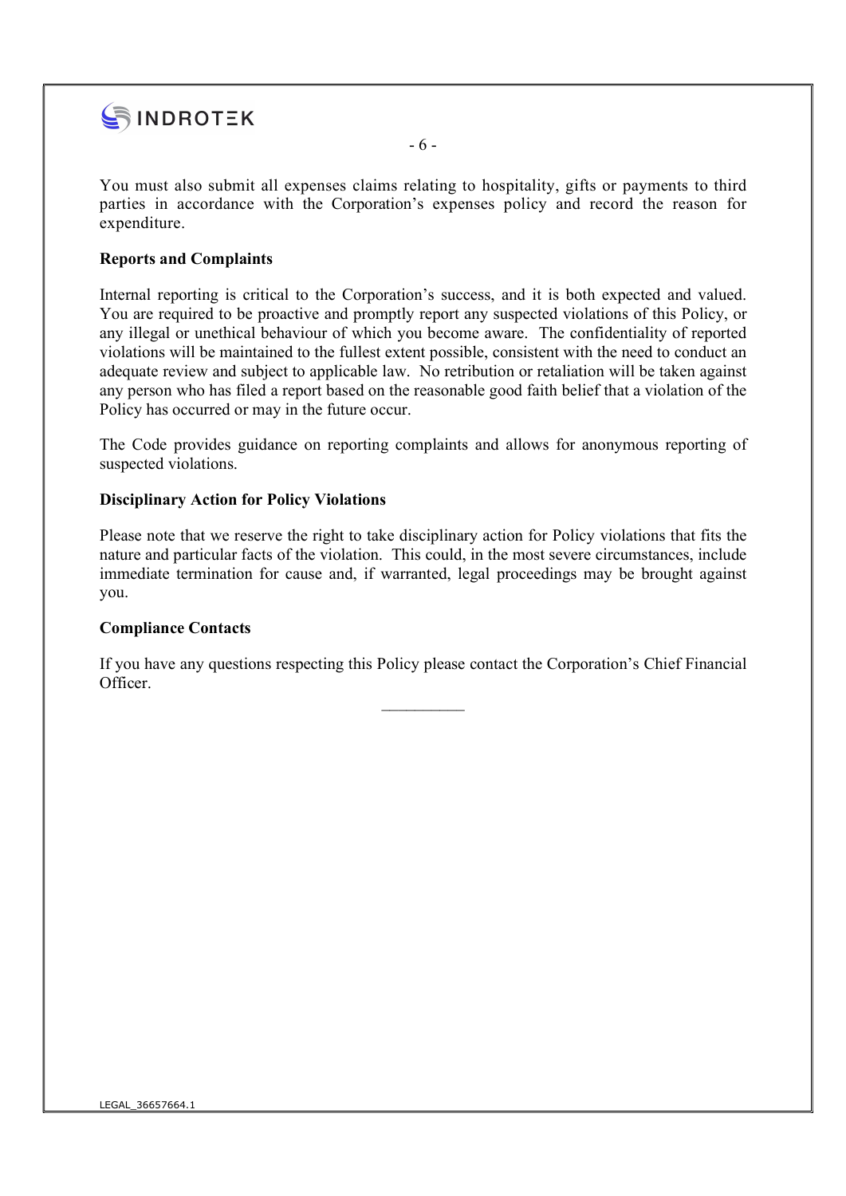You must also submit all expenses claims relating to hospitality, gifts or payments to third parties in accordance with the Corporation's expenses policy and record the reason for expenditure.

**Reports and Complaints**

Internal reporting is critical to the Corporation's success, and it is both expected and valued. You are required to be proactive and promptly report any suspected violations of this Policy, or any illegal or unethical behaviour of which you become aware. The confidentiality of reported violations will be maintained to the fullest extent possible, consistent with the need to conduct an adequate review and subject to applicable law. No retribution or retaliation will be taken against any person who has filed a report based on the reasonable good faith belief that a violation of the Policy has occurred or may in the future occur.

The Code provides guidance on reporting complaints and allows for anonymous reporting of suspected violations.

**Disciplinary Action for Policy Violations**

Please note that we reserve the right to take disciplinary action for Policy violations that fits the nature and particular facts of the violation. This could, in the most severe circumstances, include immediate termination for cause and, if warranted, legal proceedings may be brought against you.

**Compliance Contacts**

If you have any questions respecting this Policy please contact the Corporation's Chief Financial Officer.

__________